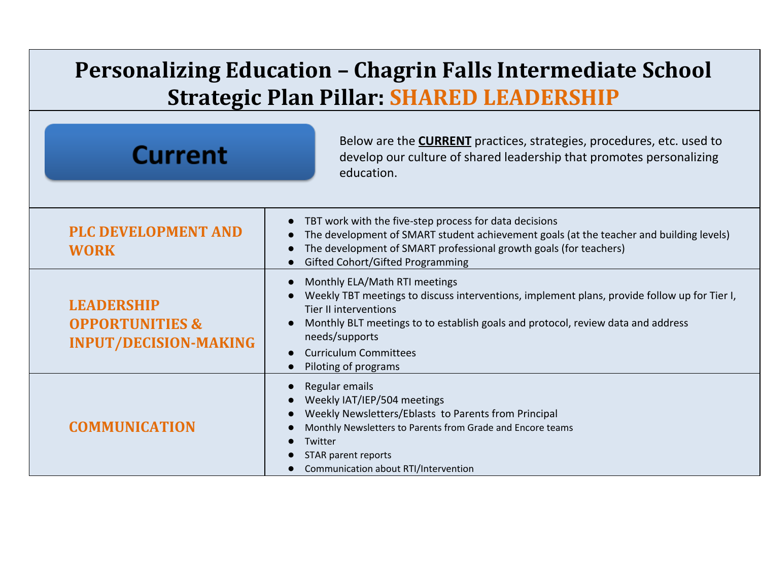# Personalizing Education – Chagrin Falls Intermediate School
## Strategic Plan Pillar: SHARED LEADERSHIP

**Current**

Below are the **CURRENT** practices, strategies, procedures, etc. used to develop our culture of shared leadership that promotes personalizing education.

| | |
|---|---|
| **PLC DEVELOPMENT AND WORK** | ● TBT work with the five-step process for data decisions<br>● The development of SMART student achievement goals (at the teacher and building levels)<br>● The development of SMART professional growth goals (for teachers)<br>● Gifted Cohort/Gifted Programming |
| **LEADERSHIP OPPORTUNITIES & INPUT/DECISION-MAKING** | ● Monthly ELA/Math RTI meetings<br>● Weekly TBT meetings to discuss interventions, implement plans, provide follow up for Tier I, Tier II interventions<br>● Monthly BLT meetings to to establish goals and protocol, review data and address needs/supports<br>● Curriculum Committees<br>● Piloting of programs |
| **COMMUNICATION** | ● Regular emails<br>● Weekly IAT/IEP/504 meetings<br>● Weekly Newsletters/Eblasts to Parents from Principal<br>● Monthly Newsletters to Parents from Grade and Encore teams<br>● Twitter<br>● STAR parent reports<br>● Communication about RTI/Intervention |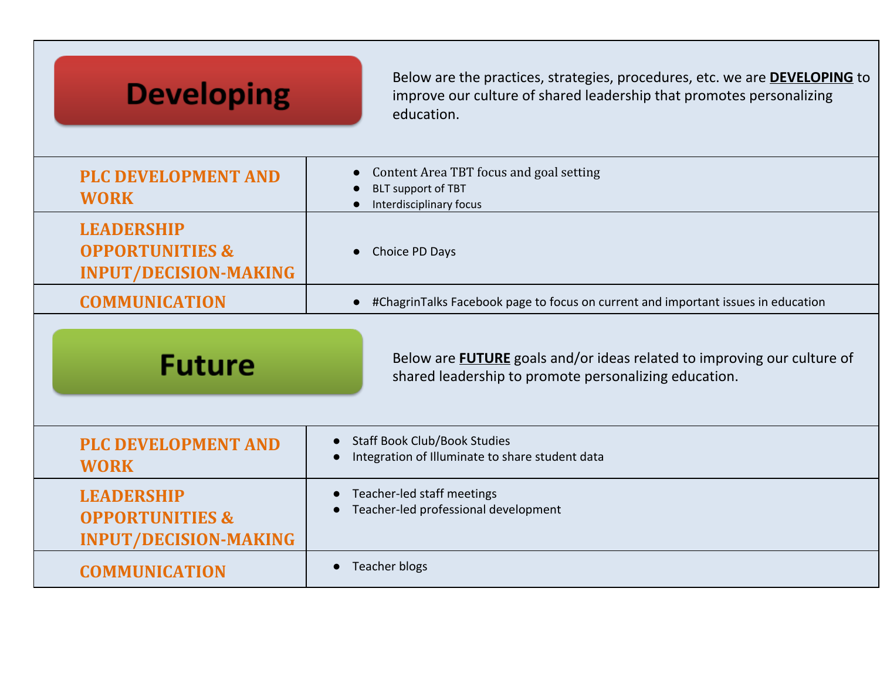## Developing

Below are the practices, strategies, procedures, etc. we are **DEVELOPING** to improve our culture of shared leadership that promotes personalizing education.

| | |
|---|---|
| **PLC DEVELOPMENT AND WORK** | ● Content Area TBT focus and goal setting<br>● BLT support of TBT<br>● Interdisciplinary focus |
| **LEADERSHIP OPPORTUNITIES & INPUT/DECISION-MAKING** | ● Choice PD Days |
| **COMMUNICATION** | ● #ChagrinTalks Facebook page to focus on current and important issues in education |

## Future

Below are **FUTURE** goals and/or ideas related to improving our culture of shared leadership to promote personalizing education.

| | |
|---|---|
| **PLC DEVELOPMENT AND WORK** | ● Staff Book Club/Book Studies<br>● Integration of Illuminate to share student data |
| **LEADERSHIP OPPORTUNITIES & INPUT/DECISION-MAKING** | ● Teacher-led staff meetings<br>● Teacher-led professional development |
| **COMMUNICATION** | ● Teacher blogs |